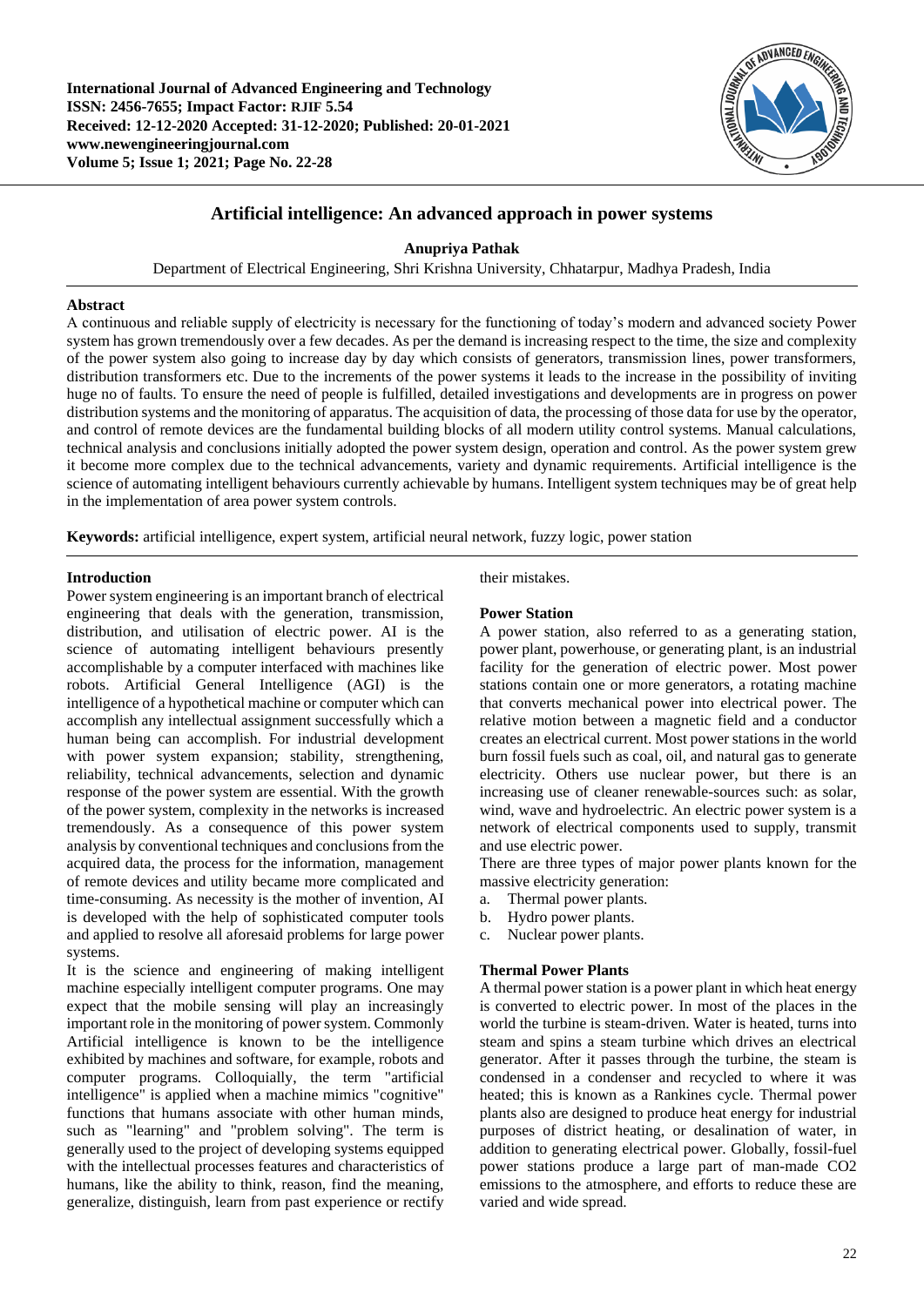# Artificial intelligence: An advanced approach in power systems

**Anupriya Pathak**

Department of Electrical Engineering, Shri Krishna University, Chhatarpur, Madhya Pradesh, India

## Abstract

A continuous and reliable supply of electricity is necessary for the functioning of today's modern and advanced society Power system has grown tremendously over a few decades. As per the demand is increasing respect to the time, the size and complexity of the power system also going to increase day by day which consists of generators, transmission lines, power transformers, distribution transformers etc. Due to the increments of the power systems it leads to the increase in the possibility of inviting huge no of faults. To ensure the need of people is fulfilled, detailed investigations and developments are in progress on power distribution systems and the monitoring of apparatus. The acquisition of data, the processing of those data for use by the operator, and control of remote devices are the fundamental building blocks of all modern utility control systems. Manual calculations, technical analysis and conclusions initially adopted the power system design, operation and control. As the power system grew it become more complex due to the technical advancements, variety and dynamic requirements. Artificial intelligence is the science of automating intelligent behaviours currently achievable by humans. Intelligent system techniques may be of great help in the implementation of area power system controls.

**Keywords:** artificial intelligence, expert system, artificial neural network, fuzzy logic, power station

## Introduction

Power system engineering is an important branch of electrical engineering that deals with the generation, transmission, distribution, and utilisation of electric power. AI is the science of automating intelligent behaviours presently accomplishable by a computer interfaced with machines like robots. Artificial General Intelligence (AGI) is the intelligence of a hypothetical machine or computer which can accomplish any intellectual assignment successfully which a human being can accomplish. For industrial development with power system expansion; stability, strengthening, reliability, technical advancements, selection and dynamic response of the power system are essential. With the growth of the power system, complexity in the networks is increased tremendously. As a consequence of this power system analysis by conventional techniques and conclusions from the acquired data, the process for the information, management of remote devices and utility became more complicated and time-consuming. As necessity is the mother of invention, AI is developed with the help of sophisticated computer tools and applied to resolve all aforesaid problems for large power systems.

It is the science and engineering of making intelligent machine especially intelligent computer programs. One may expect that the mobile sensing will play an increasingly important role in the monitoring of power system. Commonly Artificial intelligence is known to be the intelligence exhibited by machines and software, for example, robots and computer programs. Colloquially, the term "artificial intelligence" is applied when a machine mimics "cognitive" functions that humans associate with other human minds, such as "learning" and "problem solving". The term is generally used to the project of developing systems equipped with the intellectual processes features and characteristics of humans, like the ability to think, reason, find the meaning, generalize, distinguish, learn from past experience or rectify their mistakes.

## Power Station

A power station, also referred to as a generating station, power plant, powerhouse, or generating plant, is an industrial facility for the generation of electric power. Most power stations contain one or more generators, a rotating machine that converts mechanical power into electrical power. The relative motion between a magnetic field and a conductor creates an electrical current. Most power stations in the world burn fossil fuels such as coal, oil, and natural gas to generate electricity. Others use nuclear power, but there is an increasing use of cleaner renewable-sources such: as solar, wind, wave and hydroelectric. An electric power system is a network of electrical components used to supply, transmit and use electric power.

There are three types of major power plants known for the massive electricity generation:

a. Thermal power plants.
b. Hydro power plants.
c. Nuclear power plants.

## Thermal Power Plants

A thermal power station is a power plant in which heat energy is converted to electric power. In most of the places in the world the turbine is steam-driven. Water is heated, turns into steam and spins a steam turbine which drives an electrical generator. After it passes through the turbine, the steam is condensed in a condenser and recycled to where it was heated; this is known as a Rankines cycle. Thermal power plants also are designed to produce heat energy for industrial purposes of district heating, or desalination of water, in addition to generating electrical power. Globally, fossil-fuel power stations produce a large part of man-made $CO_2$ emissions to the atmosphere, and efforts to reduce these are varied and wide spread.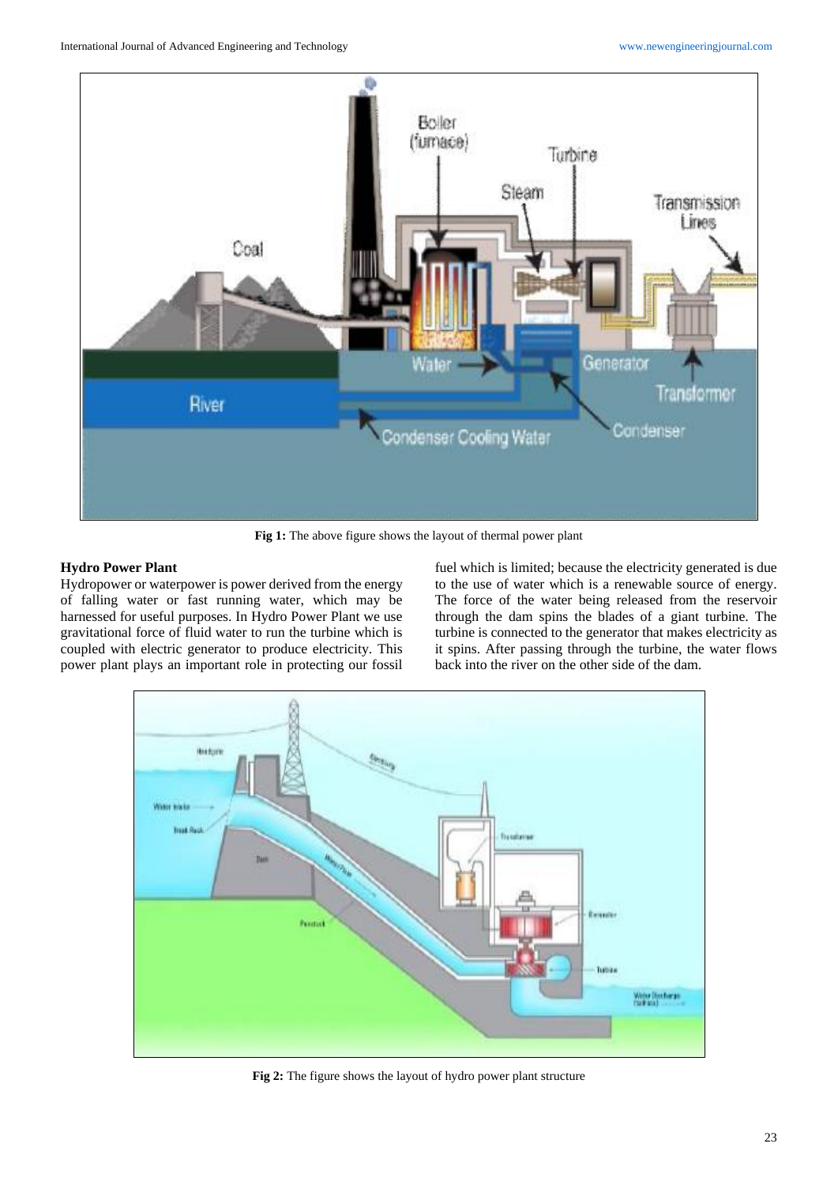**Fig 1:** The above figure shows the layout of thermal power plant

## Hydro Power Plant

Hydropower or waterpower is power derived from the energy of falling water or fast running water, which may be harnessed for useful purposes. In Hydro Power Plant we use gravitational force of fluid water to run the turbine which is coupled with electric generator to produce electricity. This power plant plays an important role in protecting our fossil fuel which is limited; because the electricity generated is due to the use of water which is a renewable source of energy. The force of the water being released from the reservoir through the dam spins the blades of a giant turbine. The turbine is connected to the generator that makes electricity as it spins. After passing through the turbine, the water flows back into the river on the other side of the dam.

**Fig 2:** The figure shows the layout of hydro power plant structure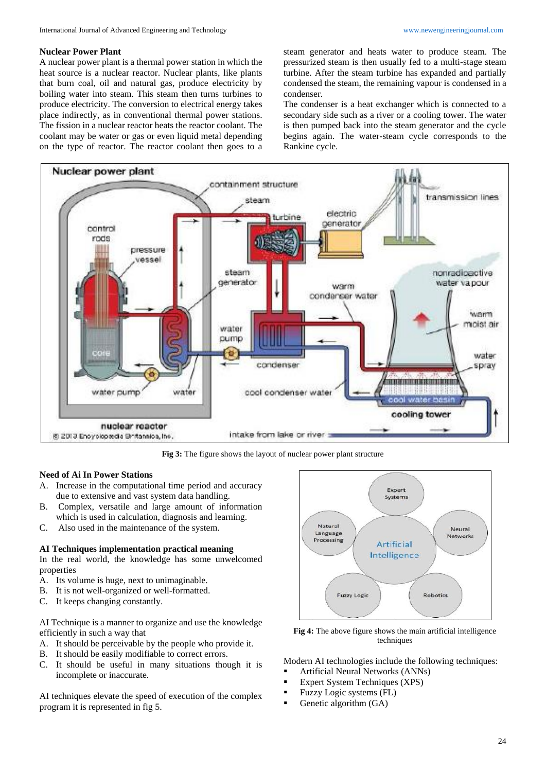### Nuclear Power Plant

A nuclear power plant is a thermal power station in which the heat source is a nuclear reactor. Nuclear plants, like plants that burn coal, oil and natural gas, produce electricity by boiling water into steam. This steam then turns turbines to produce electricity. The conversion to electrical energy takes place indirectly, as in conventional thermal power stations. The fission in a nuclear reactor heats the reactor coolant. The coolant may be water or gas or even liquid metal depending on the type of reactor. The reactor coolant then goes to a steam generator and heats water to produce steam. The pressurized steam is then usually fed to a multi-stage steam turbine. After the steam turbine has expanded and partially condensed the steam, the remaining vapour is condensed in a condenser.

The condenser is a heat exchanger which is connected to a secondary side such as a river or a cooling tower. The water is then pumped back into the steam generator and the cycle begins again. The water-steam cycle corresponds to the Rankine cycle.

**Fig 3:** The figure shows the layout of nuclear power plant structure

### Need of Ai In Power Stations

A. Increase in the computational time period and accuracy due to extensive and vast system data handling.
B. Complex, versatile and large amount of information which is used in calculation, diagnosis and learning.
C. Also used in the maintenance of the system.

### AI Techniques implementation practical meaning

In the real world, the knowledge has some unwelcomed properties

A. Its volume is huge, next to unimaginable.
B. It is not well-organized or well-formatted.
C. It keeps changing constantly.

AI Technique is a manner to organize and use the knowledge efficiently in such a way that

A. It should be perceivable by the people who provide it.
B. It should be easily modifiable to correct errors.
C. It should be useful in many situations though it is incomplete or inaccurate.

AI techniques elevate the speed of execution of the complex program it is represented in fig 5.

**Fig 4:** The above figure shows the main artificial intelligence techniques

Modern AI technologies include the following techniques:

- Artificial Neural Networks (ANNs)
- Expert System Techniques (XPS)
- Fuzzy Logic systems (FL)
- Genetic algorithm (GA)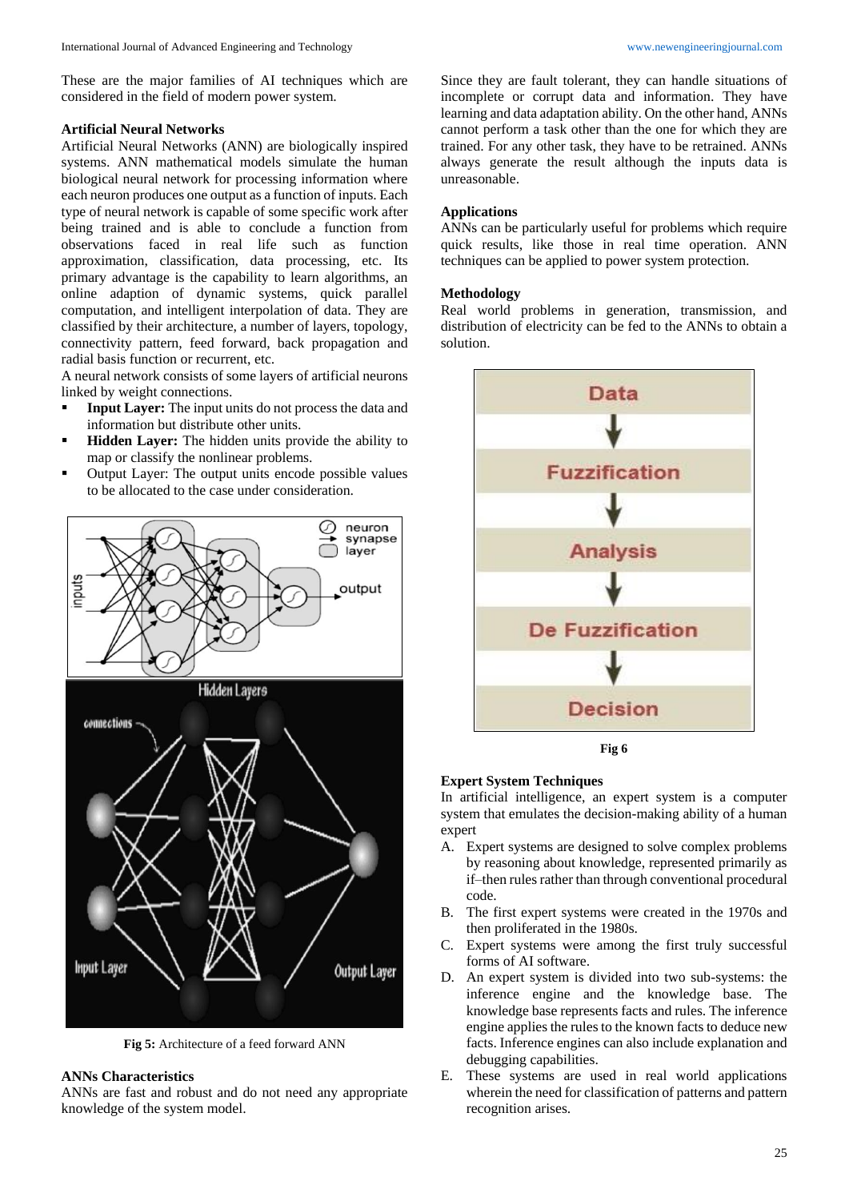These are the major families of AI techniques which are considered in the field of modern power system.

### Artificial Neural Networks

Artificial Neural Networks (ANN) are biologically inspired systems. ANN mathematical models simulate the human biological neural network for processing information where each neuron produces one output as a function of inputs. Each type of neural network is capable of some specific work after being trained and is able to conclude a function from observations faced in real life such as function approximation, classification, data processing, etc. Its primary advantage is the capability to learn algorithms, an online adaption of dynamic systems, quick parallel computation, and intelligent interpolation of data. They are classified by their architecture, a number of layers, topology, connectivity pattern, feed forward, back propagation and radial basis function or recurrent, etc.

A neural network consists of some layers of artificial neurons linked by weight connections.

- **Input Layer:** The input units do not process the data and information but distribute other units.
- **Hidden Layer:** The hidden units provide the ability to map or classify the nonlinear problems.
- Output Layer: The output units encode possible values to be allocated to the case under consideration.

**Fig 5:** Architecture of a feed forward ANN

### ANNs Characteristics

ANNs are fast and robust and do not need any appropriate knowledge of the system model. Since they are fault tolerant, they can handle situations of incomplete or corrupt data and information. They have learning and data adaptation ability. On the other hand, ANNs cannot perform a task other than the one for which they are trained. For any other task, they have to be retrained. ANNs always generate the result although the inputs data is unreasonable.

### Applications

ANNs can be particularly useful for problems which require quick results, like those in real time operation. ANN techniques can be applied to power system protection.

### Methodology

Real world problems in generation, transmission, and distribution of electricity can be fed to the ANNs to obtain a solution.

**Fig 6**

### Expert System Techniques

In artificial intelligence, an expert system is a computer system that emulates the decision-making ability of a human expert

A. Expert systems are designed to solve complex problems by reasoning about knowledge, represented primarily as if–then rules rather than through conventional procedural code.
B. The first expert systems were created in the 1970s and then proliferated in the 1980s.
C. Expert systems were among the first truly successful forms of AI software.
D. An expert system is divided into two sub-systems: the inference engine and the knowledge base. The knowledge base represents facts and rules. The inference engine applies the rules to the known facts to deduce new facts. Inference engines can also include explanation and debugging capabilities.
E. These systems are used in real world applications wherein the need for classification of patterns and pattern recognition arises.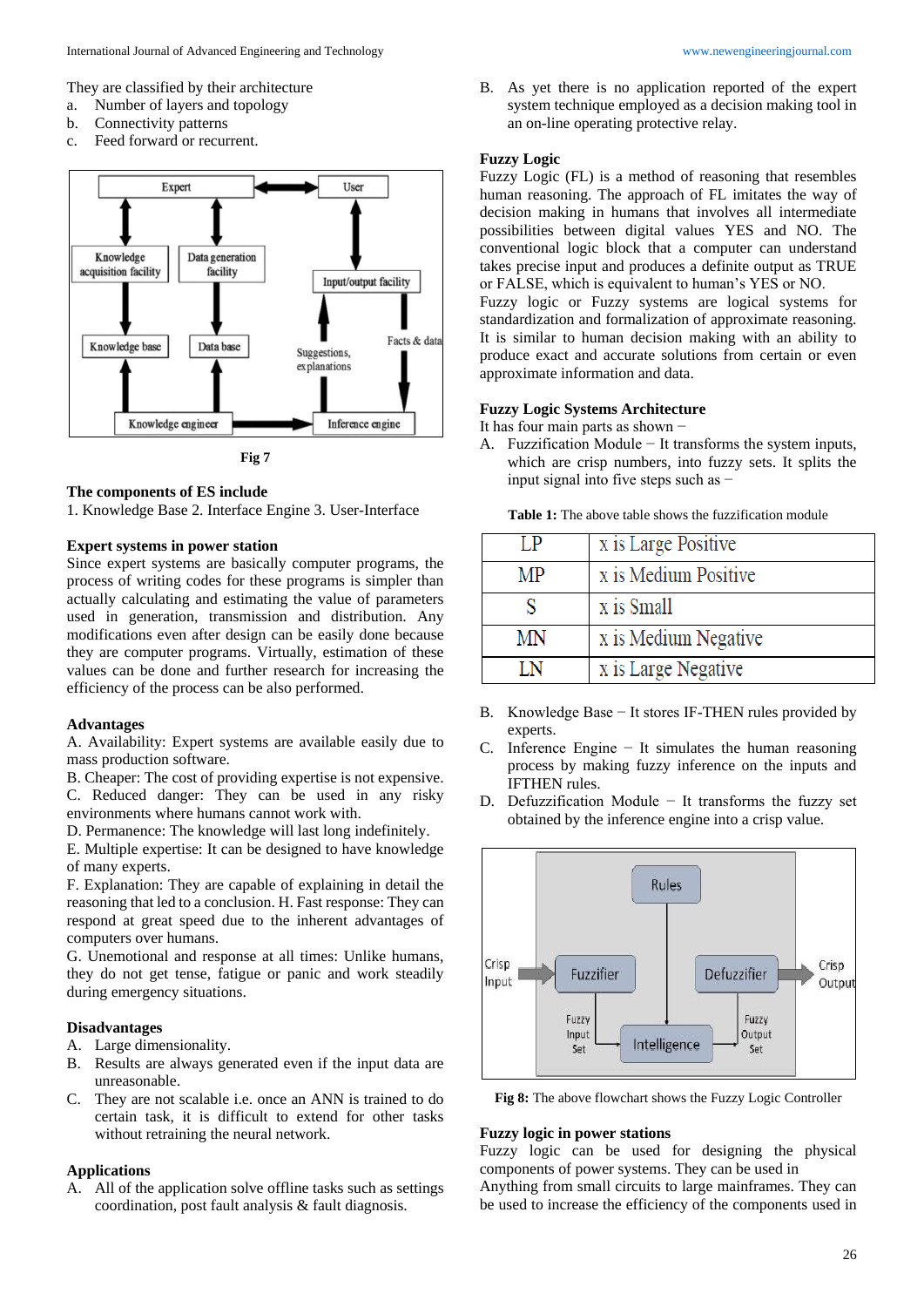They are classified by their architecture

a. Number of layers and topology
b. Connectivity patterns
c. Feed forward or recurrent.

Fig 7

### The components of ES include

1. Knowledge Base 2. Interface Engine 3. User-Interface

### Expert systems in power station

Since expert systems are basically computer programs, the process of writing codes for these programs is simpler than actually calculating and estimating the value of parameters used in generation, transmission and distribution. Any modifications even after design can be easily done because they are computer programs. Virtually, estimation of these values can be done and further research for increasing the efficiency of the process can be also performed.

### Advantages

A. Availability: Expert systems are available easily due to mass production software.
B. Cheaper: The cost of providing expertise is not expensive.
C. Reduced danger: They can be used in any risky environments where humans cannot work with.
D. Permanence: The knowledge will last long indefinitely.
E. Multiple expertise: It can be designed to have knowledge of many experts.
F. Explanation: They are capable of explaining in detail the reasoning that led to a conclusion. H. Fast response: They can respond at great speed due to the inherent advantages of computers over humans.
G. Unemotional and response at all times: Unlike humans, they do not get tense, fatigue or panic and work steadily during emergency situations.

### Disadvantages

A. Large dimensionality.
B. Results are always generated even if the input data are unreasonable.
C. They are not scalable i.e. once an ANN is trained to do certain task, it is difficult to extend for other tasks without retraining the neural network.

### Applications

A. All of the application solve offline tasks such as settings coordination, post fault analysis & fault diagnosis.
B. As yet there is no application reported of the expert system technique employed as a decision making tool in an on-line operating protective relay.

### Fuzzy Logic

Fuzzy Logic (FL) is a method of reasoning that resembles human reasoning. The approach of FL imitates the way of decision making in humans that involves all intermediate possibilities between digital values YES and NO. The conventional logic block that a computer can understand takes precise input and produces a definite output as TRUE or FALSE, which is equivalent to human's YES or NO.

Fuzzy logic or Fuzzy systems are logical systems for standardization and formalization of approximate reasoning. It is similar to human decision making with an ability to produce exact and accurate solutions from certain or even approximate information and data.

### Fuzzy Logic Systems Architecture

It has four main parts as shown −

A. Fuzzification Module − It transforms the system inputs, which are crisp numbers, into fuzzy sets. It splits the input signal into five steps such as −

**Table 1:** The above table shows the fuzzification module

| LP | x is Large Positive |
|---|---|
| MP | x is Medium Positive |
| S | x is Small |
| MN | x is Medium Negative |
| LN | x is Large Negative |

B. Knowledge Base − It stores IF-THEN rules provided by experts.
C. Inference Engine − It simulates the human reasoning process by making fuzzy inference on the inputs and IFTHEN rules.
D. Defuzzification Module − It transforms the fuzzy set obtained by the inference engine into a crisp value.

**Fig 8:** The above flowchart shows the Fuzzy Logic Controller

### Fuzzy logic in power stations

Fuzzy logic can be used for designing the physical components of power systems. They can be used in Anything from small circuits to large mainframes. They can be used to increase the efficiency of the components used in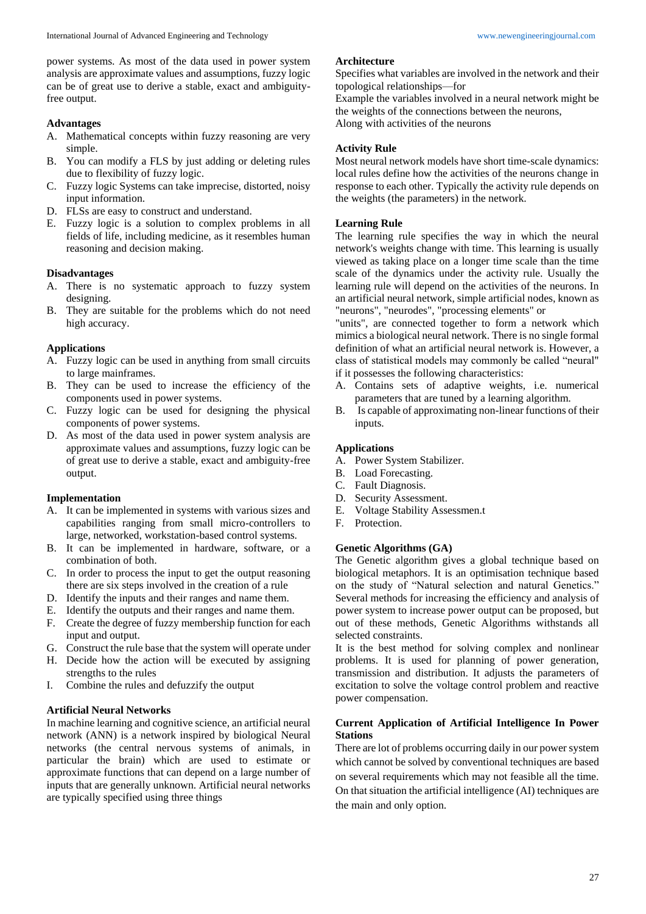power systems. As most of the data used in power system analysis are approximate values and assumptions, fuzzy logic can be of great use to derive a stable, exact and ambiguity-free output.

### Advantages

A. Mathematical concepts within fuzzy reasoning are very simple.
B. You can modify a FLS by just adding or deleting rules due to flexibility of fuzzy logic.
C. Fuzzy logic Systems can take imprecise, distorted, noisy input information.
D. FLSs are easy to construct and understand.
E. Fuzzy logic is a solution to complex problems in all fields of life, including medicine, as it resembles human reasoning and decision making.

### Disadvantages

A. There is no systematic approach to fuzzy system designing.
B. They are suitable for the problems which do not need high accuracy.

### Applications

A. Fuzzy logic can be used in anything from small circuits to large mainframes.
B. They can be used to increase the efficiency of the components used in power systems.
C. Fuzzy logic can be used for designing the physical components of power systems.
D. As most of the data used in power system analysis are approximate values and assumptions, fuzzy logic can be of great use to derive a stable, exact and ambiguity-free output.

### Implementation

A. It can be implemented in systems with various sizes and capabilities ranging from small micro-controllers to large, networked, workstation-based control systems.
B. It can be implemented in hardware, software, or a combination of both.
C. In order to process the input to get the output reasoning there are six steps involved in the creation of a rule
D. Identify the inputs and their ranges and name them.
E. Identify the outputs and their ranges and name them.
F. Create the degree of fuzzy membership function for each input and output.
G. Construct the rule base that the system will operate under
H. Decide how the action will be executed by assigning strengths to the rules
I. Combine the rules and defuzzify the output

### Artificial Neural Networks

In machine learning and cognitive science, an artificial neural network (ANN) is a network inspired by biological Neural networks (the central nervous systems of animals, in particular the brain) which are used to estimate or approximate functions that can depend on a large number of inputs that are generally unknown. Artificial neural networks are typically specified using three things

### Architecture

Specifies what variables are involved in the network and their topological relationships—for
Example the variables involved in a neural network might be the weights of the connections between the neurons,
Along with activities of the neurons

### Activity Rule

Most neural network models have short time-scale dynamics: local rules define how the activities of the neurons change in response to each other. Typically the activity rule depends on the weights (the parameters) in the network.

### Learning Rule

The learning rule specifies the way in which the neural network's weights change with time. This learning is usually viewed as taking place on a longer time scale than the time scale of the dynamics under the activity rule. Usually the learning rule will depend on the activities of the neurons. In an artificial neural network, simple artificial nodes, known as "neurons", "neurodes", "processing elements" or
"units", are connected together to form a network which mimics a biological neural network. There is no single formal definition of what an artificial neural network is. However, a class of statistical models may commonly be called "neural" if it possesses the following characteristics:

A. Contains sets of adaptive weights, i.e. numerical parameters that are tuned by a learning algorithm.
B. Is capable of approximating non-linear functions of their inputs.

### Applications

A. Power System Stabilizer.
B. Load Forecasting.
C. Fault Diagnosis.
D. Security Assessment.
E. Voltage Stability Assessmen.t
F. Protection.

### Genetic Algorithms (GA)

The Genetic algorithm gives a global technique based on biological metaphors. It is an optimisation technique based on the study of "Natural selection and natural Genetics." Several methods for increasing the efficiency and analysis of power system to increase power output can be proposed, but out of these methods, Genetic Algorithms withstands all selected constraints.

It is the best method for solving complex and nonlinear problems. It is used for planning of power generation, transmission and distribution. It adjusts the parameters of excitation to solve the voltage control problem and reactive power compensation.

### Current Application of Artificial Intelligence In Power Stations

There are lot of problems occurring daily in our power system which cannot be solved by conventional techniques are based on several requirements which may not feasible all the time. On that situation the artificial intelligence (AI) techniques are the main and only option.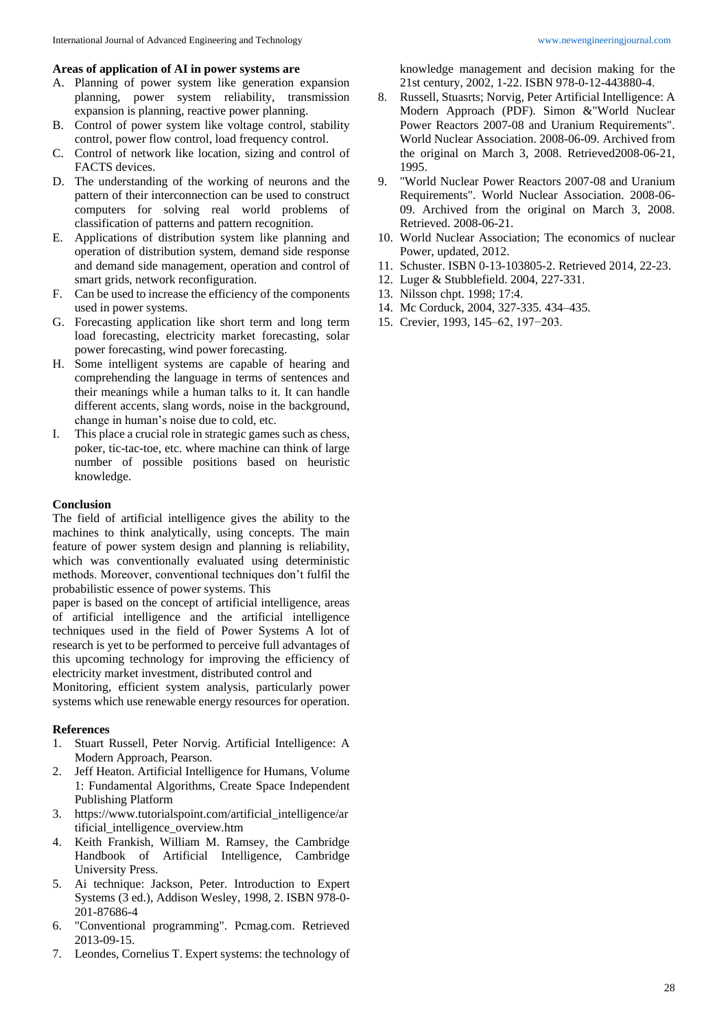**Areas of application of AI in power systems are**

A. Planning of power system like generation expansion planning, power system reliability, transmission expansion is planning, reactive power planning.
B. Control of power system like voltage control, stability control, power flow control, load frequency control.
C. Control of network like location, sizing and control of FACTS devices.
D. The understanding of the working of neurons and the pattern of their interconnection can be used to construct computers for solving real world problems of classification of patterns and pattern recognition.
E. Applications of distribution system like planning and operation of distribution system, demand side response and demand side management, operation and control of smart grids, network reconfiguration.
F. Can be used to increase the efficiency of the components used in power systems.
G. Forecasting application like short term and long term load forecasting, electricity market forecasting, solar power forecasting, wind power forecasting.
H. Some intelligent systems are capable of hearing and comprehending the language in terms of sentences and their meanings while a human talks to it. It can handle different accents, slang words, noise in the background, change in human's noise due to cold, etc.
I. This place a crucial role in strategic games such as chess, poker, tic-tac-toe, etc. where machine can think of large number of possible positions based on heuristic knowledge.

**Conclusion**

The field of artificial intelligence gives the ability to the machines to think analytically, using concepts. The main feature of power system design and planning is reliability, which was conventionally evaluated using deterministic methods. Moreover, conventional techniques don't fulfil the probabilistic essence of power systems. This paper is based on the concept of artificial intelligence, areas of artificial intelligence and the artificial intelligence techniques used in the field of Power Systems A lot of research is yet to be performed to perceive full advantages of this upcoming technology for improving the efficiency of electricity market investment, distributed control and Monitoring, efficient system analysis, particularly power systems which use renewable energy resources for operation.

**References**

1. Stuart Russell, Peter Norvig. Artificial Intelligence: A Modern Approach, Pearson.
2. Jeff Heaton. Artificial Intelligence for Humans, Volume 1: Fundamental Algorithms, Create Space Independent Publishing Platform
3. https://www.tutorialspoint.com/artificial_intelligence/artificial_intelligence_overview.htm
4. Keith Frankish, William M. Ramsey, the Cambridge Handbook of Artificial Intelligence, Cambridge University Press.
5. Ai technique: Jackson, Peter. Introduction to Expert Systems (3 ed.), Addison Wesley, 1998, 2. ISBN 978-0-201-87686-4
6. "Conventional programming". Pcmag.com. Retrieved 2013-09-15.
7. Leondes, Cornelius T. Expert systems: the technology of knowledge management and decision making for the 21st century, 2002, 1-22. ISBN 978-0-12-443880-4.
8. Russell, Stuasrts; Norvig, Peter Artificial Intelligence: A Modern Approach (PDF). Simon &"World Nuclear Power Reactors 2007-08 and Uranium Requirements". World Nuclear Association. 2008-06-09. Archived from the original on March 3, 2008. Retrieved2008-06-21, 1995.
9. "World Nuclear Power Reactors 2007-08 and Uranium Requirements". World Nuclear Association. 2008-06-09. Archived from the original on March 3, 2008. Retrieved. 2008-06-21.
10. World Nuclear Association; The economics of nuclear Power, updated, 2012.
11. Schuster. ISBN 0-13-103805-2. Retrieved 2014, 22-23.
12. Luger & Stubblefield. 2004, 227-331.
13. Nilsson chpt. 1998; 17:4.
14. Mc Corduck, 2004, 327-335. 434–435.
15. Crevier, 1993, 145–62, 197−203.